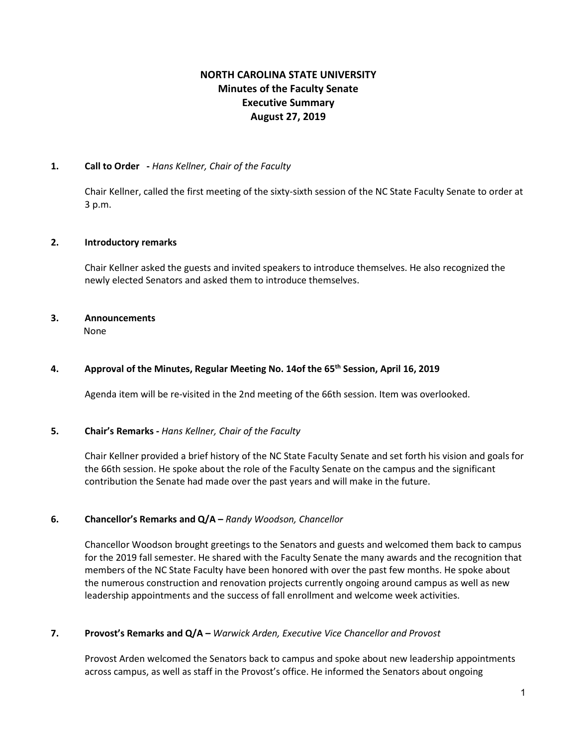# NORTH CAROLINA STATE UNIVERSITY
## Minutes of the Faculty Senate
## Executive Summary
## August 27, 2019

**1. Call to Order** - *Hans Kellner, Chair of the Faculty*

Chair Kellner, called the first meeting of the sixty-sixth session of the NC State Faculty Senate to order at 3 p.m.

**2. Introductory remarks**

Chair Kellner asked the guests and invited speakers to introduce themselves. He also recognized the newly elected Senators and asked them to introduce themselves.

**3. Announcements**

None

**4. Approval of the Minutes, Regular Meeting No. 14of the 65th Session, April 16, 2019**

Agenda item will be re-visited in the 2nd meeting of the 66th session. Item was overlooked.

**5. Chair's Remarks** - *Hans Kellner, Chair of the Faculty*

Chair Kellner provided a brief history of the NC State Faculty Senate and set forth his vision and goals for the 66th session. He spoke about the role of the Faculty Senate on the campus and the significant contribution the Senate had made over the past years and will make in the future.

**6. Chancellor's Remarks and Q/A** – *Randy Woodson, Chancellor*

Chancellor Woodson brought greetings to the Senators and guests and welcomed them back to campus for the 2019 fall semester. He shared with the Faculty Senate the many awards and the recognition that members of the NC State Faculty have been honored with over the past few months. He spoke about the numerous construction and renovation projects currently ongoing around campus as well as new leadership appointments and the success of fall enrollment and welcome week activities.

**7. Provost's Remarks and Q/A** – *Warwick Arden, Executive Vice Chancellor and Provost*

Provost Arden welcomed the Senators back to campus and spoke about new leadership appointments across campus, as well as staff in the Provost's office. He informed the Senators about ongoing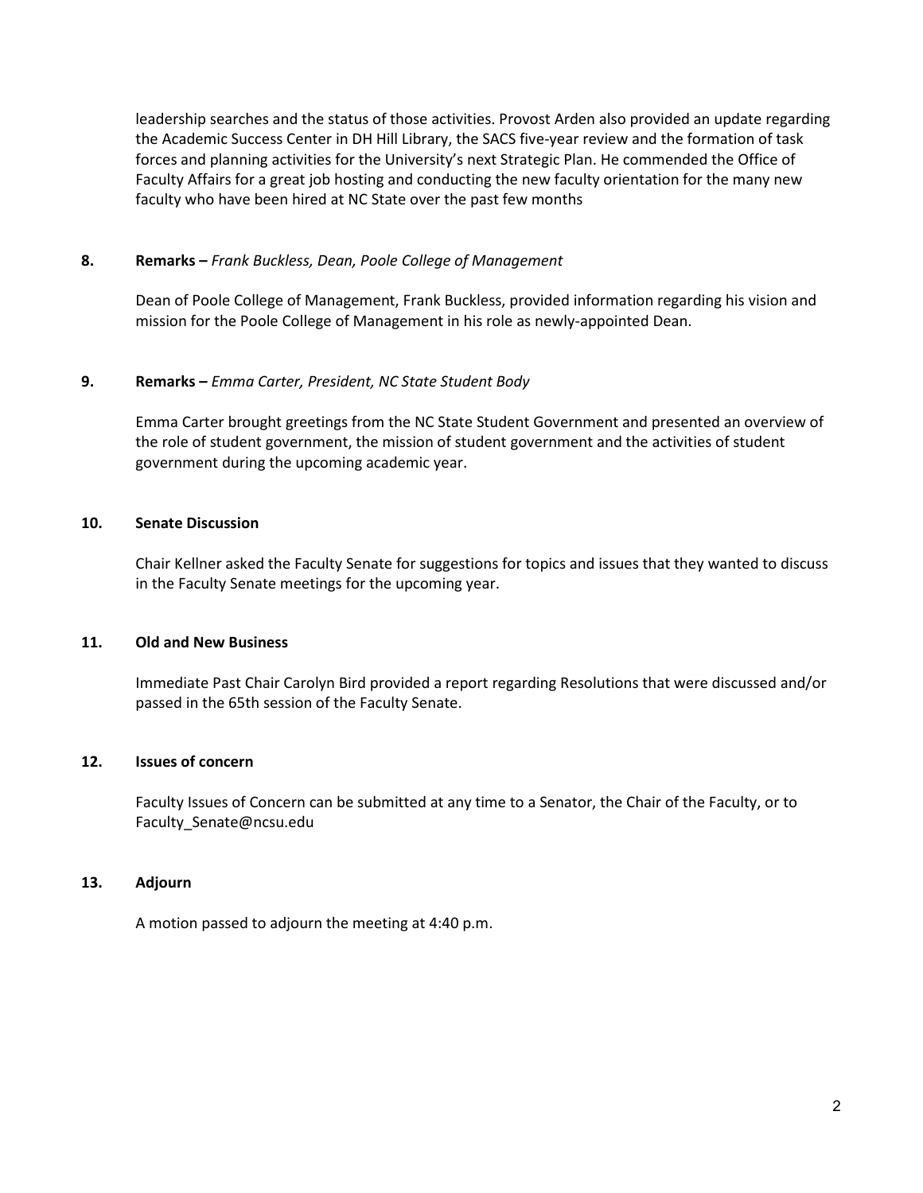leadership searches and the status of those activities. Provost Arden also provided an update regarding the Academic Success Center in DH Hill Library, the SACS five-year review and the formation of task forces and planning activities for the University's next Strategic Plan. He commended the Office of Faculty Affairs for a great job hosting and conducting the new faculty orientation for the many new faculty who have been hired at NC State over the past few months

**8. Remarks –** *Frank Buckless, Dean, Poole College of Management*

Dean of Poole College of Management, Frank Buckless, provided information regarding his vision and mission for the Poole College of Management in his role as newly-appointed Dean.

**9. Remarks –** *Emma Carter, President, NC State Student Body*

Emma Carter brought greetings from the NC State Student Government and presented an overview of the role of student government, the mission of student government and the activities of student government during the upcoming academic year.

**10. Senate Discussion**

Chair Kellner asked the Faculty Senate for suggestions for topics and issues that they wanted to discuss in the Faculty Senate meetings for the upcoming year.

**11. Old and New Business**

Immediate Past Chair Carolyn Bird provided a report regarding Resolutions that were discussed and/or passed in the 65th session of the Faculty Senate.

**12. Issues of concern**

Faculty Issues of Concern can be submitted at any time to a Senator, the Chair of the Faculty, or to Faculty_Senate@ncsu.edu

**13. Adjourn**

A motion passed to adjourn the meeting at 4:40 p.m.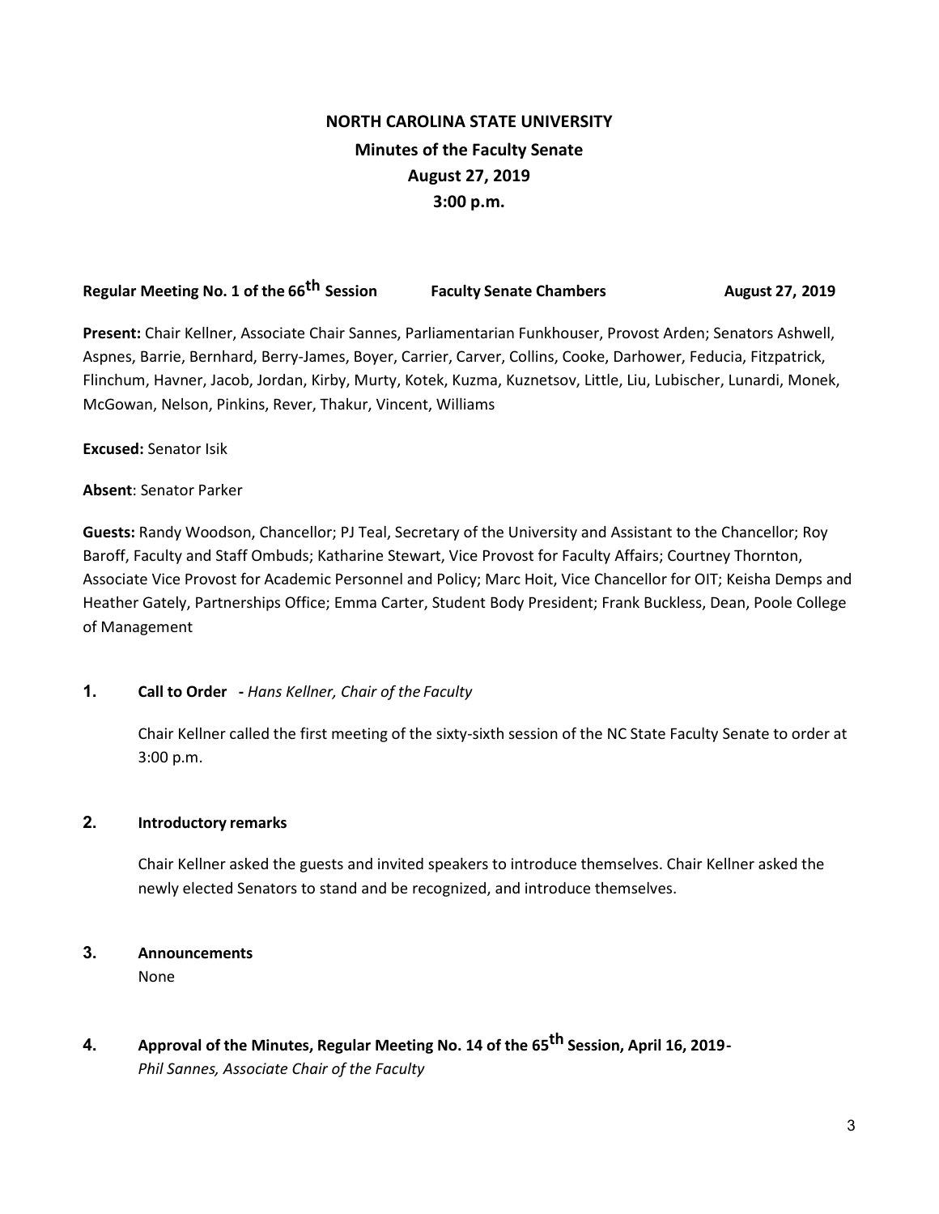# NORTH CAROLINA STATE UNIVERSITY

## Minutes of the Faculty Senate

## August 27, 2019

## 3:00 p.m.

**Regular Meeting No. 1 of the 66th Session** **Faculty Senate Chambers** **August 27, 2019**

**Present:** Chair Kellner, Associate Chair Sannes, Parliamentarian Funkhouser, Provost Arden; Senators Ashwell, Aspnes, Barrie, Bernhard, Berry-James, Boyer, Carrier, Carver, Collins, Cooke, Darhower, Feducia, Fitzpatrick, Flinchum, Havner, Jacob, Jordan, Kirby, Murty, Kotek, Kuzma, Kuznetsov, Little, Liu, Lubischer, Lunardi, Monek, McGowan, Nelson, Pinkins, Rever, Thakur, Vincent, Williams

**Excused:** Senator Isik

**Absent**: Senator Parker

**Guests:** Randy Woodson, Chancellor; PJ Teal, Secretary of the University and Assistant to the Chancellor; Roy Baroff, Faculty and Staff Ombuds; Katharine Stewart, Vice Provost for Faculty Affairs; Courtney Thornton, Associate Vice Provost for Academic Personnel and Policy; Marc Hoit, Vice Chancellor for OIT; Keisha Demps and Heather Gately, Partnerships Office; Emma Carter, Student Body President; Frank Buckless, Dean, Poole College of Management

### 1. Call to Order - *Hans Kellner, Chair of the Faculty*

Chair Kellner called the first meeting of the sixty-sixth session of the NC State Faculty Senate to order at 3:00 p.m.

### 2. Introductory remarks

Chair Kellner asked the guests and invited speakers to introduce themselves. Chair Kellner asked the newly elected Senators to stand and be recognized, and introduce themselves.

### 3. Announcements

None

### 4. Approval of the Minutes, Regular Meeting No. 14 of the 65th Session, April 16, 2019- *Phil Sannes, Associate Chair of the Faculty*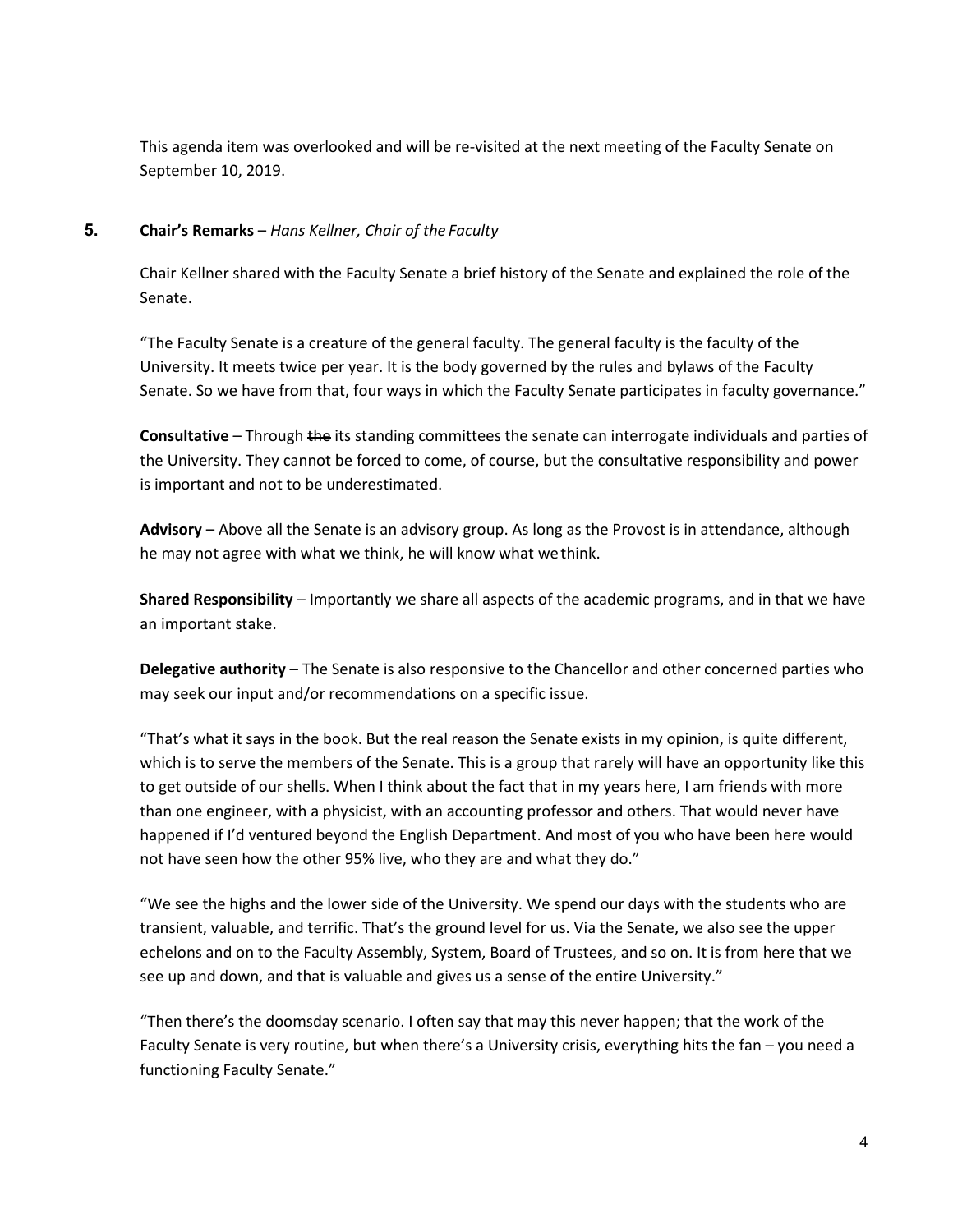This agenda item was overlooked and will be re-visited at the next meeting of the Faculty Senate on September 10, 2019.

## 5. Chair's Remarks – *Hans Kellner, Chair of the Faculty*

Chair Kellner shared with the Faculty Senate a brief history of the Senate and explained the role of the Senate.

"The Faculty Senate is a creature of the general faculty. The general faculty is the faculty of the University. It meets twice per year. It is the body governed by the rules and bylaws of the Faculty Senate. So we have from that, four ways in which the Faculty Senate participates in faculty governance."

**Consultative** – Through ~~the~~ its standing committees the senate can interrogate individuals and parties of the University. They cannot be forced to come, of course, but the consultative responsibility and power is important and not to be underestimated.

**Advisory** – Above all the Senate is an advisory group. As long as the Provost is in attendance, although he may not agree with what we think, he will know what we think.

**Shared Responsibility** – Importantly we share all aspects of the academic programs, and in that we have an important stake.

**Delegative authority** – The Senate is also responsive to the Chancellor and other concerned parties who may seek our input and/or recommendations on a specific issue.

"That's what it says in the book. But the real reason the Senate exists in my opinion, is quite different, which is to serve the members of the Senate. This is a group that rarely will have an opportunity like this to get outside of our shells. When I think about the fact that in my years here, I am friends with more than one engineer, with a physicist, with an accounting professor and others. That would never have happened if I'd ventured beyond the English Department. And most of you who have been here would not have seen how the other 95% live, who they are and what they do."

"We see the highs and the lower side of the University. We spend our days with the students who are transient, valuable, and terrific. That's the ground level for us. Via the Senate, we also see the upper echelons and on to the Faculty Assembly, System, Board of Trustees, and so on. It is from here that we see up and down, and that is valuable and gives us a sense of the entire University."

"Then there's the doomsday scenario. I often say that may this never happen; that the work of the Faculty Senate is very routine, but when there's a University crisis, everything hits the fan – you need a functioning Faculty Senate."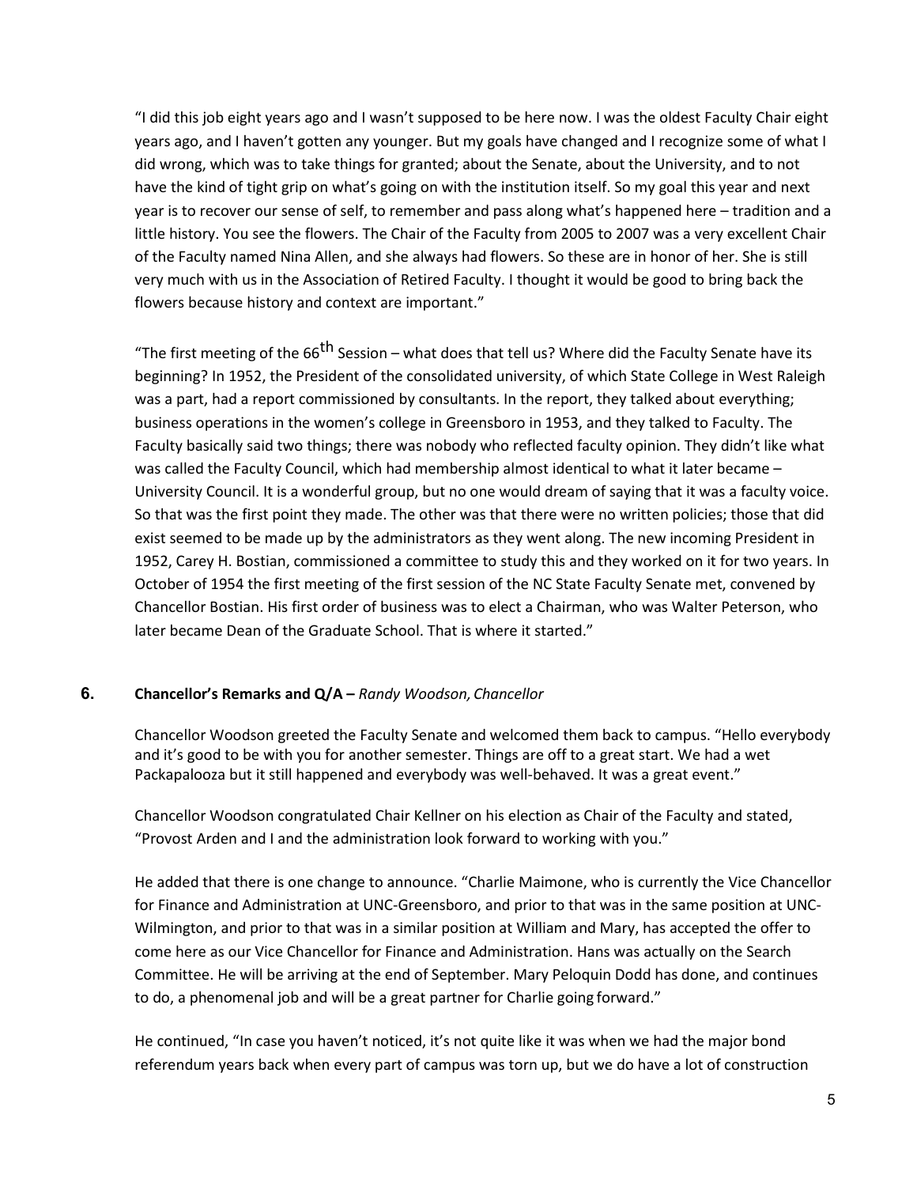"I did this job eight years ago and I wasn't supposed to be here now. I was the oldest Faculty Chair eight years ago, and I haven't gotten any younger. But my goals have changed and I recognize some of what I did wrong, which was to take things for granted; about the Senate, about the University, and to not have the kind of tight grip on what's going on with the institution itself. So my goal this year and next year is to recover our sense of self, to remember and pass along what's happened here – tradition and a little history. You see the flowers. The Chair of the Faculty from 2005 to 2007 was a very excellent Chair of the Faculty named Nina Allen, and she always had flowers. So these are in honor of her. She is still very much with us in the Association of Retired Faculty. I thought it would be good to bring back the flowers because history and context are important."

"The first meeting of the 66th Session – what does that tell us? Where did the Faculty Senate have its beginning? In 1952, the President of the consolidated university, of which State College in West Raleigh was a part, had a report commissioned by consultants. In the report, they talked about everything; business operations in the women's college in Greensboro in 1953, and they talked to Faculty. The Faculty basically said two things; there was nobody who reflected faculty opinion. They didn't like what was called the Faculty Council, which had membership almost identical to what it later became – University Council. It is a wonderful group, but no one would dream of saying that it was a faculty voice. So that was the first point they made. The other was that there were no written policies; those that did exist seemed to be made up by the administrators as they went along. The new incoming President in 1952, Carey H. Bostian, commissioned a committee to study this and they worked on it for two years. In October of 1954 the first meeting of the first session of the NC State Faculty Senate met, convened by Chancellor Bostian. His first order of business was to elect a Chairman, who was Walter Peterson, who later became Dean of the Graduate School. That is where it started."

### 6. Chancellor's Remarks and Q/A – *Randy Woodson, Chancellor*

Chancellor Woodson greeted the Faculty Senate and welcomed them back to campus. "Hello everybody and it's good to be with you for another semester. Things are off to a great start. We had a wet Packapalooza but it still happened and everybody was well-behaved. It was a great event."

Chancellor Woodson congratulated Chair Kellner on his election as Chair of the Faculty and stated, "Provost Arden and I and the administration look forward to working with you."

He added that there is one change to announce. "Charlie Maimone, who is currently the Vice Chancellor for Finance and Administration at UNC-Greensboro, and prior to that was in the same position at UNC-Wilmington, and prior to that was in a similar position at William and Mary, has accepted the offer to come here as our Vice Chancellor for Finance and Administration. Hans was actually on the Search Committee. He will be arriving at the end of September. Mary Peloquin Dodd has done, and continues to do, a phenomenal job and will be a great partner for Charlie going forward."

He continued, "In case you haven't noticed, it's not quite like it was when we had the major bond referendum years back when every part of campus was torn up, but we do have a lot of construction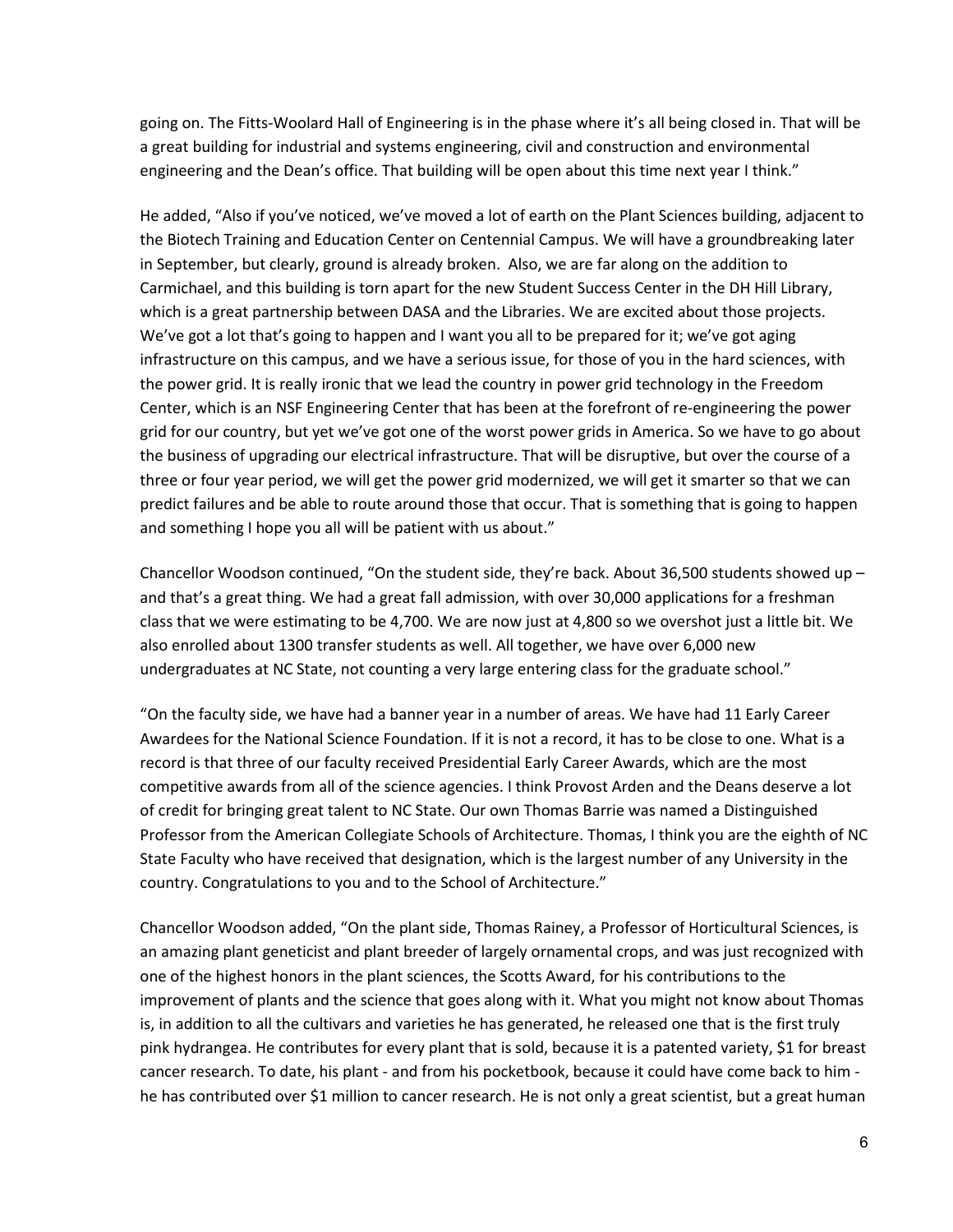going on. The Fitts-Woolard Hall of Engineering is in the phase where it's all being closed in. That will be a great building for industrial and systems engineering, civil and construction and environmental engineering and the Dean's office. That building will be open about this time next year I think."

He added, "Also if you've noticed, we've moved a lot of earth on the Plant Sciences building, adjacent to the Biotech Training and Education Center on Centennial Campus. We will have a groundbreaking later in September, but clearly, ground is already broken. Also, we are far along on the addition to Carmichael, and this building is torn apart for the new Student Success Center in the DH Hill Library, which is a great partnership between DASA and the Libraries. We are excited about those projects. We've got a lot that's going to happen and I want you all to be prepared for it; we've got aging infrastructure on this campus, and we have a serious issue, for those of you in the hard sciences, with the power grid. It is really ironic that we lead the country in power grid technology in the Freedom Center, which is an NSF Engineering Center that has been at the forefront of re-engineering the power grid for our country, but yet we've got one of the worst power grids in America. So we have to go about the business of upgrading our electrical infrastructure. That will be disruptive, but over the course of a three or four year period, we will get the power grid modernized, we will get it smarter so that we can predict failures and be able to route around those that occur. That is something that is going to happen and something I hope you all will be patient with us about."

Chancellor Woodson continued, "On the student side, they're back. About 36,500 students showed up – and that's a great thing. We had a great fall admission, with over 30,000 applications for a freshman class that we were estimating to be 4,700. We are now just at 4,800 so we overshot just a little bit. We also enrolled about 1300 transfer students as well. All together, we have over 6,000 new undergraduates at NC State, not counting a very large entering class for the graduate school."

"On the faculty side, we have had a banner year in a number of areas. We have had 11 Early Career Awardees for the National Science Foundation. If it is not a record, it has to be close to one. What is a record is that three of our faculty received Presidential Early Career Awards, which are the most competitive awards from all of the science agencies. I think Provost Arden and the Deans deserve a lot of credit for bringing great talent to NC State. Our own Thomas Barrie was named a Distinguished Professor from the American Collegiate Schools of Architecture. Thomas, I think you are the eighth of NC State Faculty who have received that designation, which is the largest number of any University in the country. Congratulations to you and to the School of Architecture."

Chancellor Woodson added, "On the plant side, Thomas Rainey, a Professor of Horticultural Sciences, is an amazing plant geneticist and plant breeder of largely ornamental crops, and was just recognized with one of the highest honors in the plant sciences, the Scotts Award, for his contributions to the improvement of plants and the science that goes along with it. What you might not know about Thomas is, in addition to all the cultivars and varieties he has generated, he released one that is the first truly pink hydrangea. He contributes for every plant that is sold, because it is a patented variety, $1 for breast cancer research. To date, his plant - and from his pocketbook, because it could have come back to him - he has contributed over $1 million to cancer research. He is not only a great scientist, but a great human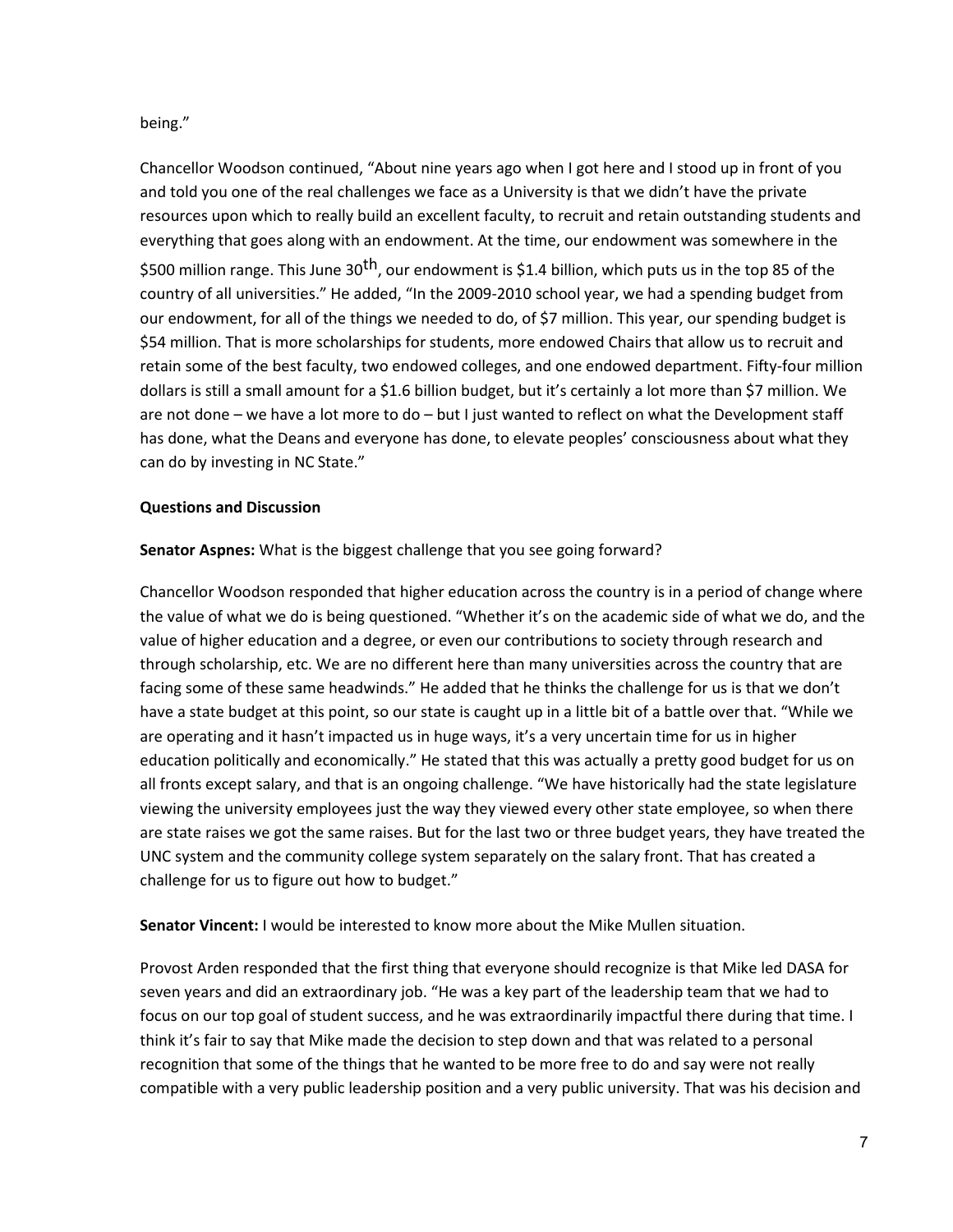being."

Chancellor Woodson continued, "About nine years ago when I got here and I stood up in front of you and told you one of the real challenges we face as a University is that we didn't have the private resources upon which to really build an excellent faculty, to recruit and retain outstanding students and everything that goes along with an endowment. At the time, our endowment was somewhere in the \$500 million range. This June 30th, our endowment is \$1.4 billion, which puts us in the top 85 of the country of all universities." He added, "In the 2009-2010 school year, we had a spending budget from our endowment, for all of the things we needed to do, of \$7 million. This year, our spending budget is \$54 million. That is more scholarships for students, more endowed Chairs that allow us to recruit and retain some of the best faculty, two endowed colleges, and one endowed department. Fifty-four million dollars is still a small amount for a \$1.6 billion budget, but it's certainly a lot more than \$7 million. We are not done – we have a lot more to do – but I just wanted to reflect on what the Development staff has done, what the Deans and everyone has done, to elevate peoples' consciousness about what they can do by investing in NC State."

**Questions and Discussion**

**Senator Aspnes:** What is the biggest challenge that you see going forward?

Chancellor Woodson responded that higher education across the country is in a period of change where the value of what we do is being questioned. "Whether it's on the academic side of what we do, and the value of higher education and a degree, or even our contributions to society through research and through scholarship, etc. We are no different here than many universities across the country that are facing some of these same headwinds." He added that he thinks the challenge for us is that we don't have a state budget at this point, so our state is caught up in a little bit of a battle over that. "While we are operating and it hasn't impacted us in huge ways, it's a very uncertain time for us in higher education politically and economically." He stated that this was actually a pretty good budget for us on all fronts except salary, and that is an ongoing challenge. "We have historically had the state legislature viewing the university employees just the way they viewed every other state employee, so when there are state raises we got the same raises. But for the last two or three budget years, they have treated the UNC system and the community college system separately on the salary front. That has created a challenge for us to figure out how to budget."

**Senator Vincent:** I would be interested to know more about the Mike Mullen situation.

Provost Arden responded that the first thing that everyone should recognize is that Mike led DASA for seven years and did an extraordinary job. "He was a key part of the leadership team that we had to focus on our top goal of student success, and he was extraordinarily impactful there during that time. I think it's fair to say that Mike made the decision to step down and that was related to a personal recognition that some of the things that he wanted to be more free to do and say were not really compatible with a very public leadership position and a very public university. That was his decision and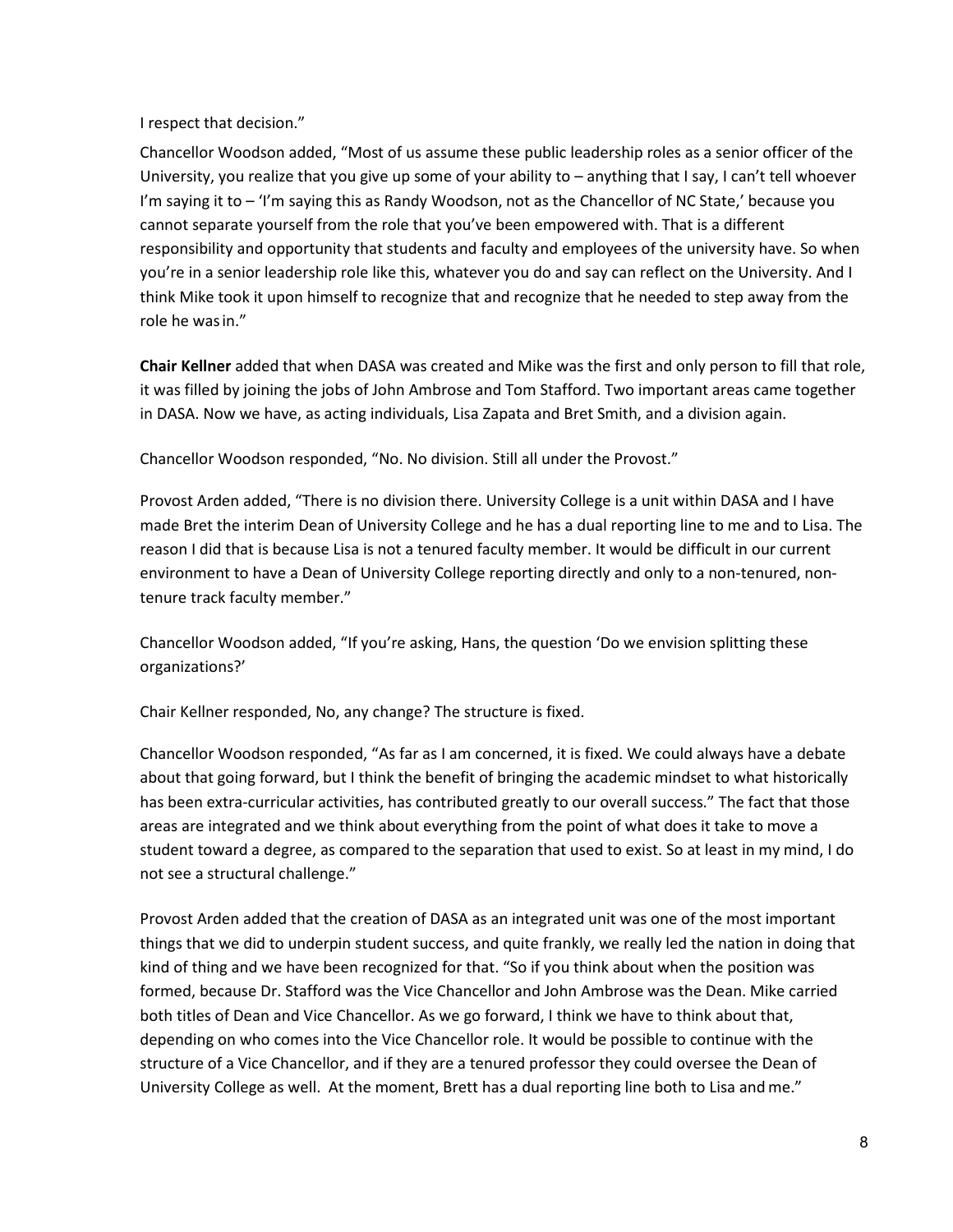I respect that decision."

Chancellor Woodson added, "Most of us assume these public leadership roles as a senior officer of the University, you realize that you give up some of your ability to – anything that I say, I can't tell whoever I'm saying it to – 'I'm saying this as Randy Woodson, not as the Chancellor of NC State,' because you cannot separate yourself from the role that you've been empowered with. That is a different responsibility and opportunity that students and faculty and employees of the university have. So when you're in a senior leadership role like this, whatever you do and say can reflect on the University. And I think Mike took it upon himself to recognize that and recognize that he needed to step away from the role he was in."

**Chair Kellner** added that when DASA was created and Mike was the first and only person to fill that role, it was filled by joining the jobs of John Ambrose and Tom Stafford. Two important areas came together in DASA. Now we have, as acting individuals, Lisa Zapata and Bret Smith, and a division again.

Chancellor Woodson responded, "No. No division. Still all under the Provost."

Provost Arden added, "There is no division there. University College is a unit within DASA and I have made Bret the interim Dean of University College and he has a dual reporting line to me and to Lisa. The reason I did that is because Lisa is not a tenured faculty member. It would be difficult in our current environment to have a Dean of University College reporting directly and only to a non-tenured, non-tenure track faculty member."

Chancellor Woodson added, "If you're asking, Hans, the question 'Do we envision splitting these organizations?'

Chair Kellner responded, No, any change? The structure is fixed.

Chancellor Woodson responded, "As far as I am concerned, it is fixed. We could always have a debate about that going forward, but I think the benefit of bringing the academic mindset to what historically has been extra-curricular activities, has contributed greatly to our overall success." The fact that those areas are integrated and we think about everything from the point of what does it take to move a student toward a degree, as compared to the separation that used to exist. So at least in my mind, I do not see a structural challenge."

Provost Arden added that the creation of DASA as an integrated unit was one of the most important things that we did to underpin student success, and quite frankly, we really led the nation in doing that kind of thing and we have been recognized for that. "So if you think about when the position was formed, because Dr. Stafford was the Vice Chancellor and John Ambrose was the Dean. Mike carried both titles of Dean and Vice Chancellor. As we go forward, I think we have to think about that, depending on who comes into the Vice Chancellor role. It would be possible to continue with the structure of a Vice Chancellor, and if they are a tenured professor they could oversee the Dean of University College as well. At the moment, Brett has a dual reporting line both to Lisa and me."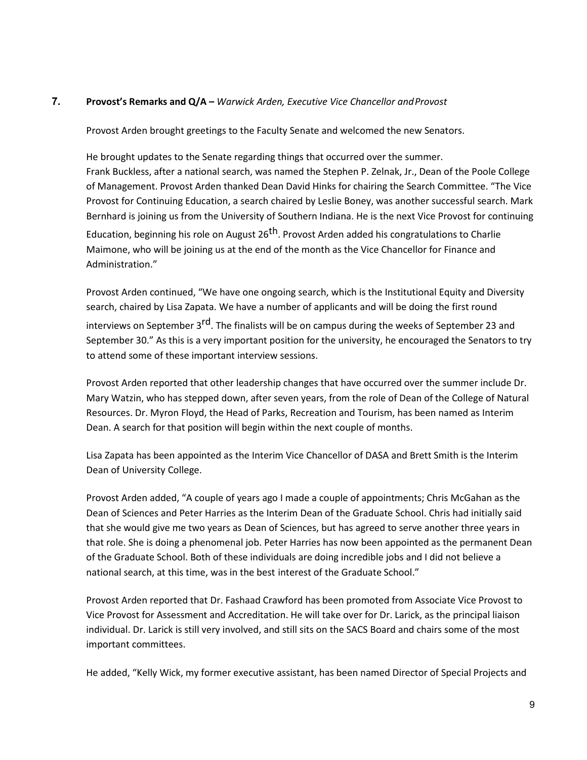## 7. **Provost's Remarks and Q/A –** *Warwick Arden, Executive Vice Chancellor and Provost*

Provost Arden brought greetings to the Faculty Senate and welcomed the new Senators.

He brought updates to the Senate regarding things that occurred over the summer.
Frank Buckless, after a national search, was named the Stephen P. Zelnak, Jr., Dean of the Poole College of Management. Provost Arden thanked Dean David Hinks for chairing the Search Committee. "The Vice Provost for Continuing Education, a search chaired by Leslie Boney, was another successful search. Mark Bernhard is joining us from the University of Southern Indiana. He is the next Vice Provost for continuing Education, beginning his role on August 26th. Provost Arden added his congratulations to Charlie Maimone, who will be joining us at the end of the month as the Vice Chancellor for Finance and Administration."

Provost Arden continued, "We have one ongoing search, which is the Institutional Equity and Diversity search, chaired by Lisa Zapata. We have a number of applicants and will be doing the first round interviews on September 3rd. The finalists will be on campus during the weeks of September 23 and September 30." As this is a very important position for the university, he encouraged the Senators to try to attend some of these important interview sessions.

Provost Arden reported that other leadership changes that have occurred over the summer include Dr. Mary Watzin, who has stepped down, after seven years, from the role of Dean of the College of Natural Resources. Dr. Myron Floyd, the Head of Parks, Recreation and Tourism, has been named as Interim Dean. A search for that position will begin within the next couple of months.

Lisa Zapata has been appointed as the Interim Vice Chancellor of DASA and Brett Smith is the Interim Dean of University College.

Provost Arden added, "A couple of years ago I made a couple of appointments; Chris McGahan as the Dean of Sciences and Peter Harries as the Interim Dean of the Graduate School. Chris had initially said that she would give me two years as Dean of Sciences, but has agreed to serve another three years in that role. She is doing a phenomenal job. Peter Harries has now been appointed as the permanent Dean of the Graduate School. Both of these individuals are doing incredible jobs and I did not believe a national search, at this time, was in the best interest of the Graduate School."

Provost Arden reported that Dr. Fashaad Crawford has been promoted from Associate Vice Provost to Vice Provost for Assessment and Accreditation. He will take over for Dr. Larick, as the principal liaison individual. Dr. Larick is still very involved, and still sits on the SACS Board and chairs some of the most important committees.

He added, "Kelly Wick, my former executive assistant, has been named Director of Special Projects and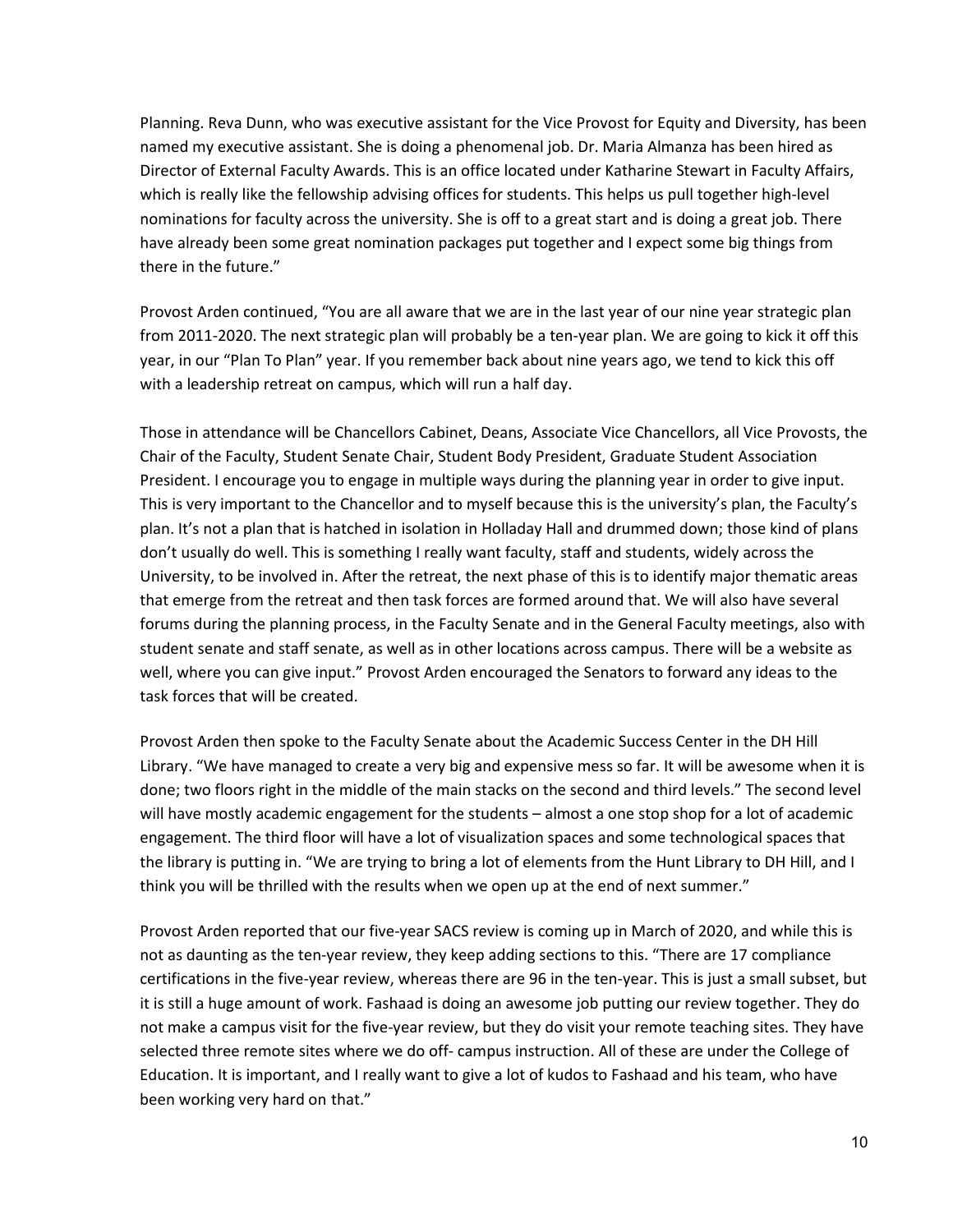Planning. Reva Dunn, who was executive assistant for the Vice Provost for Equity and Diversity, has been named my executive assistant. She is doing a phenomenal job. Dr. Maria Almanza has been hired as Director of External Faculty Awards. This is an office located under Katharine Stewart in Faculty Affairs, which is really like the fellowship advising offices for students. This helps us pull together high-level nominations for faculty across the university. She is off to a great start and is doing a great job. There have already been some great nomination packages put together and I expect some big things from there in the future."

Provost Arden continued, "You are all aware that we are in the last year of our nine year strategic plan from 2011-2020. The next strategic plan will probably be a ten-year plan. We are going to kick it off this year, in our "Plan To Plan" year. If you remember back about nine years ago, we tend to kick this off with a leadership retreat on campus, which will run a half day.

Those in attendance will be Chancellors Cabinet, Deans, Associate Vice Chancellors, all Vice Provosts, the Chair of the Faculty, Student Senate Chair, Student Body President, Graduate Student Association President. I encourage you to engage in multiple ways during the planning year in order to give input. This is very important to the Chancellor and to myself because this is the university's plan, the Faculty's plan. It's not a plan that is hatched in isolation in Holladay Hall and drummed down; those kind of plans don't usually do well. This is something I really want faculty, staff and students, widely across the University, to be involved in. After the retreat, the next phase of this is to identify major thematic areas that emerge from the retreat and then task forces are formed around that. We will also have several forums during the planning process, in the Faculty Senate and in the General Faculty meetings, also with student senate and staff senate, as well as in other locations across campus. There will be a website as well, where you can give input." Provost Arden encouraged the Senators to forward any ideas to the task forces that will be created.

Provost Arden then spoke to the Faculty Senate about the Academic Success Center in the DH Hill Library. "We have managed to create a very big and expensive mess so far. It will be awesome when it is done; two floors right in the middle of the main stacks on the second and third levels." The second level will have mostly academic engagement for the students – almost a one stop shop for a lot of academic engagement. The third floor will have a lot of visualization spaces and some technological spaces that the library is putting in. "We are trying to bring a lot of elements from the Hunt Library to DH Hill, and I think you will be thrilled with the results when we open up at the end of next summer."

Provost Arden reported that our five-year SACS review is coming up in March of 2020, and while this is not as daunting as the ten-year review, they keep adding sections to this. "There are 17 compliance certifications in the five-year review, whereas there are 96 in the ten-year. This is just a small subset, but it is still a huge amount of work. Fashaad is doing an awesome job putting our review together. They do not make a campus visit for the five-year review, but they do visit your remote teaching sites. They have selected three remote sites where we do off- campus instruction. All of these are under the College of Education. It is important, and I really want to give a lot of kudos to Fashaad and his team, who have been working very hard on that."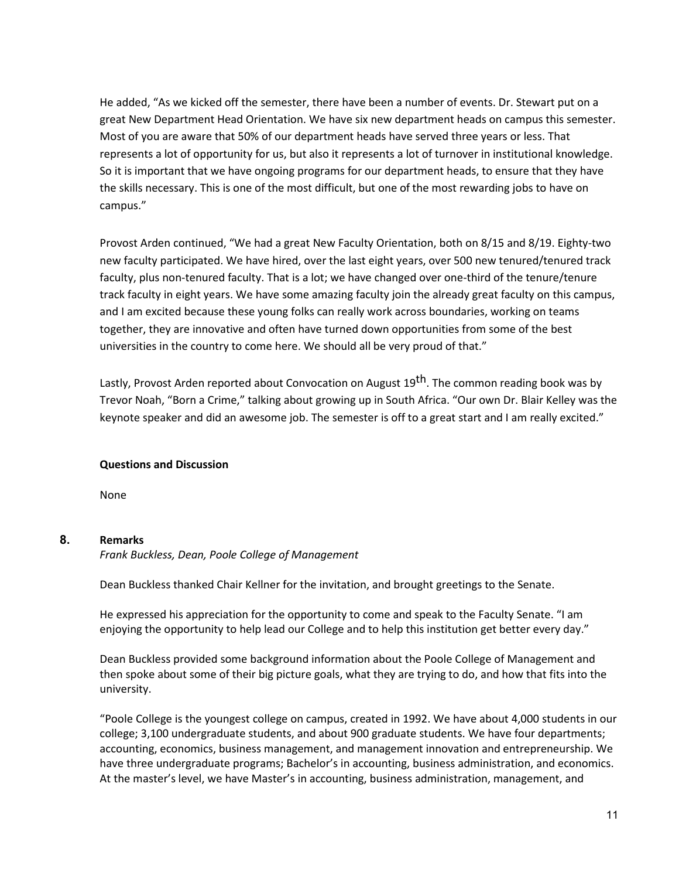He added, "As we kicked off the semester, there have been a number of events. Dr. Stewart put on a great New Department Head Orientation. We have six new department heads on campus this semester. Most of you are aware that 50% of our department heads have served three years or less. That represents a lot of opportunity for us, but also it represents a lot of turnover in institutional knowledge. So it is important that we have ongoing programs for our department heads, to ensure that they have the skills necessary. This is one of the most difficult, but one of the most rewarding jobs to have on campus."

Provost Arden continued, "We had a great New Faculty Orientation, both on 8/15 and 8/19. Eighty-two new faculty participated. We have hired, over the last eight years, over 500 new tenured/tenured track faculty, plus non-tenured faculty. That is a lot; we have changed over one-third of the tenure/tenure track faculty in eight years. We have some amazing faculty join the already great faculty on this campus, and I am excited because these young folks can really work across boundaries, working on teams together, they are innovative and often have turned down opportunities from some of the best universities in the country to come here. We should all be very proud of that."

Lastly, Provost Arden reported about Convocation on August 19th. The common reading book was by Trevor Noah, "Born a Crime," talking about growing up in South Africa. "Our own Dr. Blair Kelley was the keynote speaker and did an awesome job. The semester is off to a great start and I am really excited."

**Questions and Discussion**

None

## 8. Remarks

*Frank Buckless, Dean, Poole College of Management*

Dean Buckless thanked Chair Kellner for the invitation, and brought greetings to the Senate.

He expressed his appreciation for the opportunity to come and speak to the Faculty Senate. "I am enjoying the opportunity to help lead our College and to help this institution get better every day."

Dean Buckless provided some background information about the Poole College of Management and then spoke about some of their big picture goals, what they are trying to do, and how that fits into the university.

"Poole College is the youngest college on campus, created in 1992. We have about 4,000 students in our college; 3,100 undergraduate students, and about 900 graduate students. We have four departments; accounting, economics, business management, and management innovation and entrepreneurship. We have three undergraduate programs; Bachelor's in accounting, business administration, and economics. At the master's level, we have Master's in accounting, business administration, management, and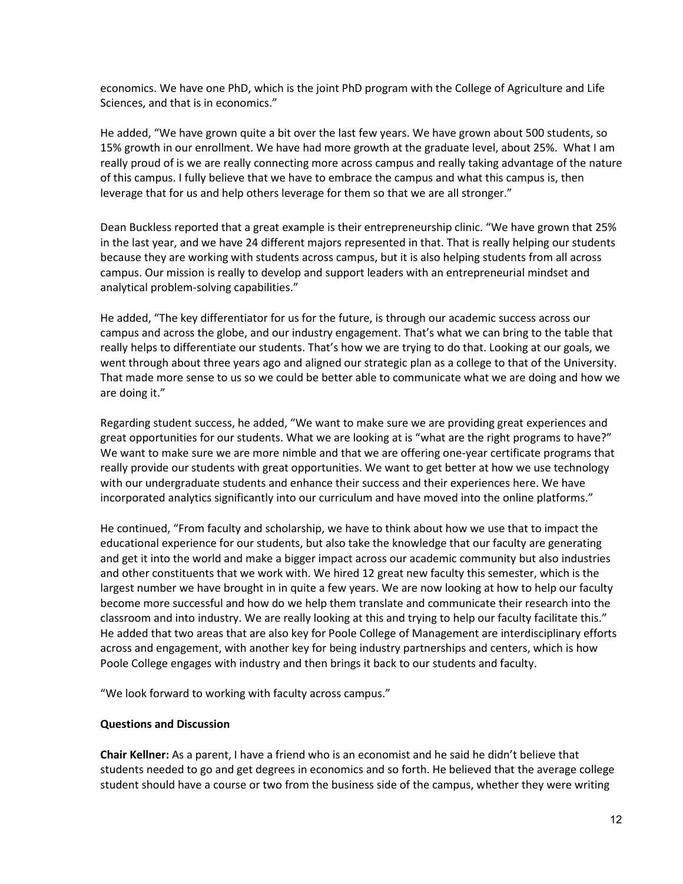economics. We have one PhD, which is the joint PhD program with the College of Agriculture and Life Sciences, and that is in economics."

He added, "We have grown quite a bit over the last few years. We have grown about 500 students, so 15% growth in our enrollment. We have had more growth at the graduate level, about 25%. What I am really proud of is we are really connecting more across campus and really taking advantage of the nature of this campus. I fully believe that we have to embrace the campus and what this campus is, then leverage that for us and help others leverage for them so that we are all stronger."

Dean Buckless reported that a great example is their entrepreneurship clinic. "We have grown that 25% in the last year, and we have 24 different majors represented in that. That is really helping our students because they are working with students across campus, but it is also helping students from all across campus. Our mission is really to develop and support leaders with an entrepreneurial mindset and analytical problem-solving capabilities."

He added, "The key differentiator for us for the future, is through our academic success across our campus and across the globe, and our industry engagement. That's what we can bring to the table that really helps to differentiate our students. That's how we are trying to do that. Looking at our goals, we went through about three years ago and aligned our strategic plan as a college to that of the University. That made more sense to us so we could be better able to communicate what we are doing and how we are doing it."

Regarding student success, he added, "We want to make sure we are providing great experiences and great opportunities for our students. What we are looking at is "what are the right programs to have?" We want to make sure we are more nimble and that we are offering one-year certificate programs that really provide our students with great opportunities. We want to get better at how we use technology with our undergraduate students and enhance their success and their experiences here. We have incorporated analytics significantly into our curriculum and have moved into the online platforms."

He continued, "From faculty and scholarship, we have to think about how we use that to impact the educational experience for our students, but also take the knowledge that our faculty are generating and get it into the world and make a bigger impact across our academic community but also industries and other constituents that we work with. We hired 12 great new faculty this semester, which is the largest number we have brought in in quite a few years. We are now looking at how to help our faculty become more successful and how do we help them translate and communicate their research into the classroom and into industry. We are really looking at this and trying to help our faculty facilitate this." He added that two areas that are also key for Poole College of Management are interdisciplinary efforts across and engagement, with another key for being industry partnerships and centers, which is how Poole College engages with industry and then brings it back to our students and faculty.

"We look forward to working with faculty across campus."

**Questions and Discussion**

**Chair Kellner:** As a parent, I have a friend who is an economist and he said he didn't believe that students needed to go and get degrees in economics and so forth. He believed that the average college student should have a course or two from the business side of the campus, whether they were writing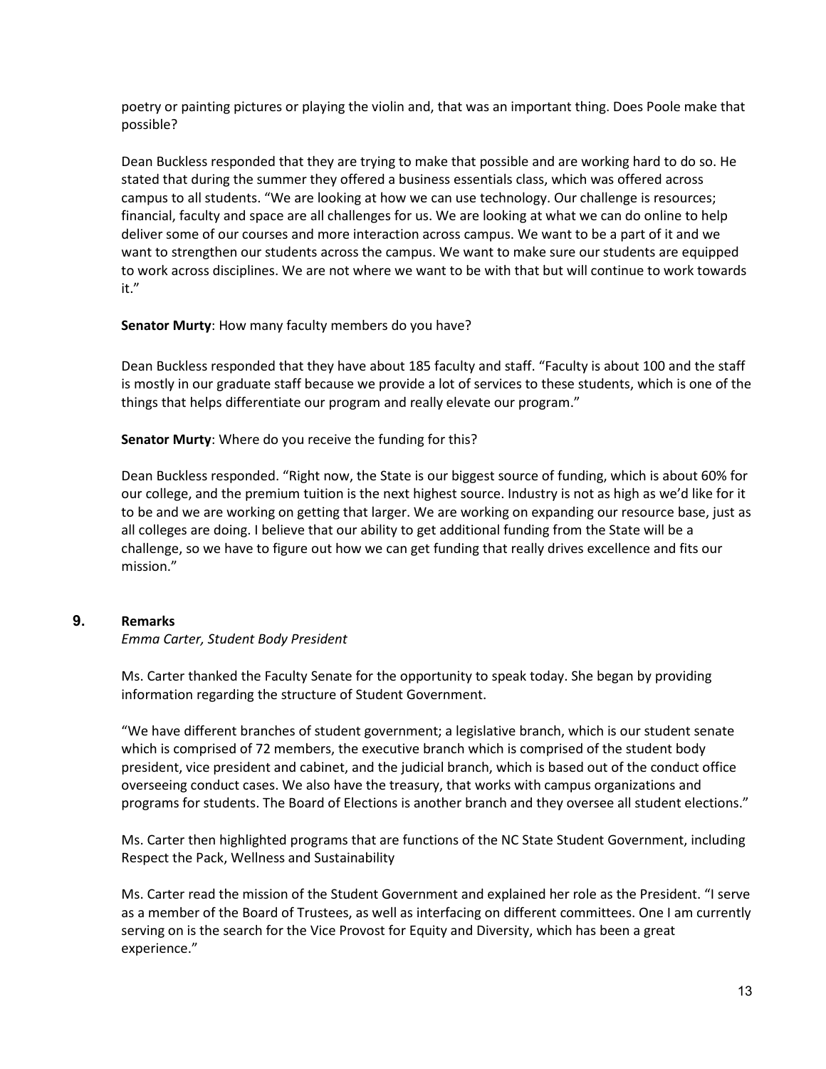poetry or painting pictures or playing the violin and, that was an important thing. Does Poole make that possible?

Dean Buckless responded that they are trying to make that possible and are working hard to do so. He stated that during the summer they offered a business essentials class, which was offered across campus to all students. "We are looking at how we can use technology. Our challenge is resources; financial, faculty and space are all challenges for us. We are looking at what we can do online to help deliver some of our courses and more interaction across campus. We want to be a part of it and we want to strengthen our students across the campus. We want to make sure our students are equipped to work across disciplines. We are not where we want to be with that but will continue to work towards it."

**Senator Murty**: How many faculty members do you have?

Dean Buckless responded that they have about 185 faculty and staff. "Faculty is about 100 and the staff is mostly in our graduate staff because we provide a lot of services to these students, which is one of the things that helps differentiate our program and really elevate our program."

**Senator Murty**: Where do you receive the funding for this?

Dean Buckless responded. "Right now, the State is our biggest source of funding, which is about 60% for our college, and the premium tuition is the next highest source. Industry is not as high as we'd like for it to be and we are working on getting that larger. We are working on expanding our resource base, just as all colleges are doing. I believe that our ability to get additional funding from the State will be a challenge, so we have to figure out how we can get funding that really drives excellence and fits our mission."

## 9. Remarks

*Emma Carter, Student Body President*

Ms. Carter thanked the Faculty Senate for the opportunity to speak today. She began by providing information regarding the structure of Student Government.

"We have different branches of student government; a legislative branch, which is our student senate which is comprised of 72 members, the executive branch which is comprised of the student body president, vice president and cabinet, and the judicial branch, which is based out of the conduct office overseeing conduct cases. We also have the treasury, that works with campus organizations and programs for students. The Board of Elections is another branch and they oversee all student elections."

Ms. Carter then highlighted programs that are functions of the NC State Student Government, including Respect the Pack, Wellness and Sustainability

Ms. Carter read the mission of the Student Government and explained her role as the President. "I serve as a member of the Board of Trustees, as well as interfacing on different committees. One I am currently serving on is the search for the Vice Provost for Equity and Diversity, which has been a great experience."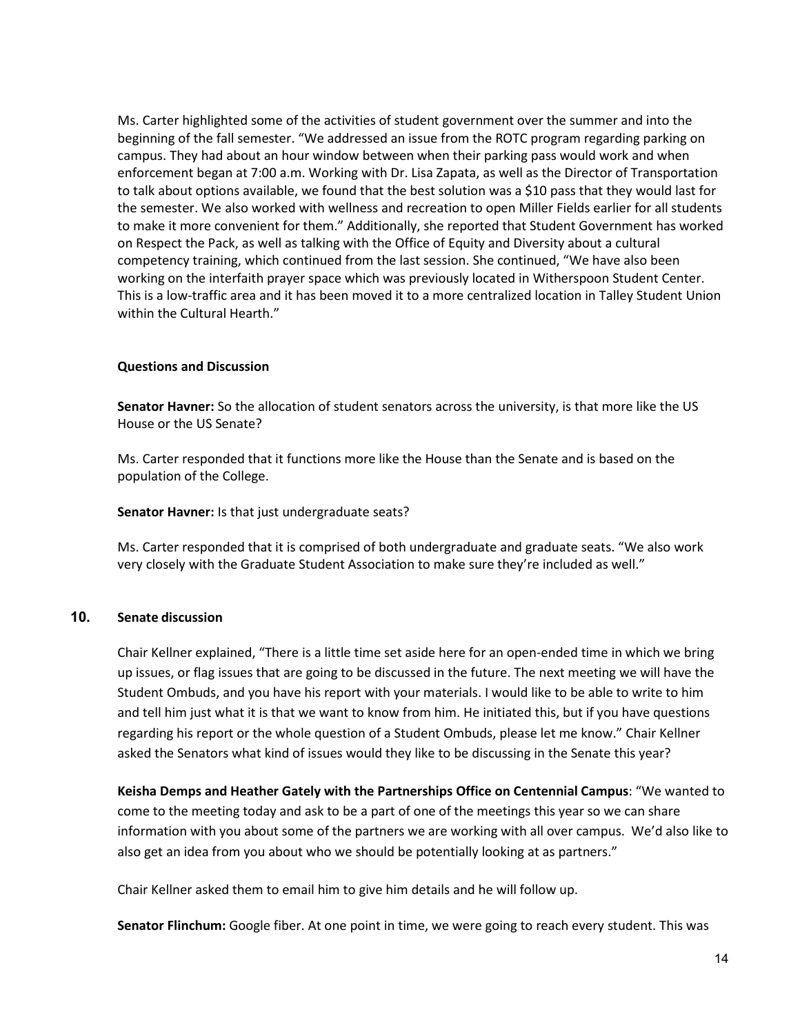Ms. Carter highlighted some of the activities of student government over the summer and into the beginning of the fall semester. "We addressed an issue from the ROTC program regarding parking on campus. They had about an hour window between when their parking pass would work and when enforcement began at 7:00 a.m. Working with Dr. Lisa Zapata, as well as the Director of Transportation to talk about options available, we found that the best solution was a $10 pass that they would last for the semester. We also worked with wellness and recreation to open Miller Fields earlier for all students to make it more convenient for them." Additionally, she reported that Student Government has worked on Respect the Pack, as well as talking with the Office of Equity and Diversity about a cultural competency training, which continued from the last session. She continued, "We have also been working on the interfaith prayer space which was previously located in Witherspoon Student Center. This is a low-traffic area and it has been moved it to a more centralized location in Talley Student Union within the Cultural Hearth."

**Questions and Discussion**

**Senator Havner:** So the allocation of student senators across the university, is that more like the US House or the US Senate?

Ms. Carter responded that it functions more like the House than the Senate and is based on the population of the College.

**Senator Havner:** Is that just undergraduate seats?

Ms. Carter responded that it is comprised of both undergraduate and graduate seats. "We also work very closely with the Graduate Student Association to make sure they're included as well."

## 10. Senate discussion

Chair Kellner explained, "There is a little time set aside here for an open-ended time in which we bring up issues, or flag issues that are going to be discussed in the future. The next meeting we will have the Student Ombuds, and you have his report with your materials. I would like to be able to write to him and tell him just what it is that we want to know from him. He initiated this, but if you have questions regarding his report or the whole question of a Student Ombuds, please let me know." Chair Kellner asked the Senators what kind of issues would they like to be discussing in the Senate this year?

**Keisha Demps and Heather Gately with the Partnerships Office on Centennial Campus**: "We wanted to come to the meeting today and ask to be a part of one of the meetings this year so we can share information with you about some of the partners we are working with all over campus. We'd also like to also get an idea from you about who we should be potentially looking at as partners."

Chair Kellner asked them to email him to give him details and he will follow up.

**Senator Flinchum:** Google fiber. At one point in time, we were going to reach every student. This was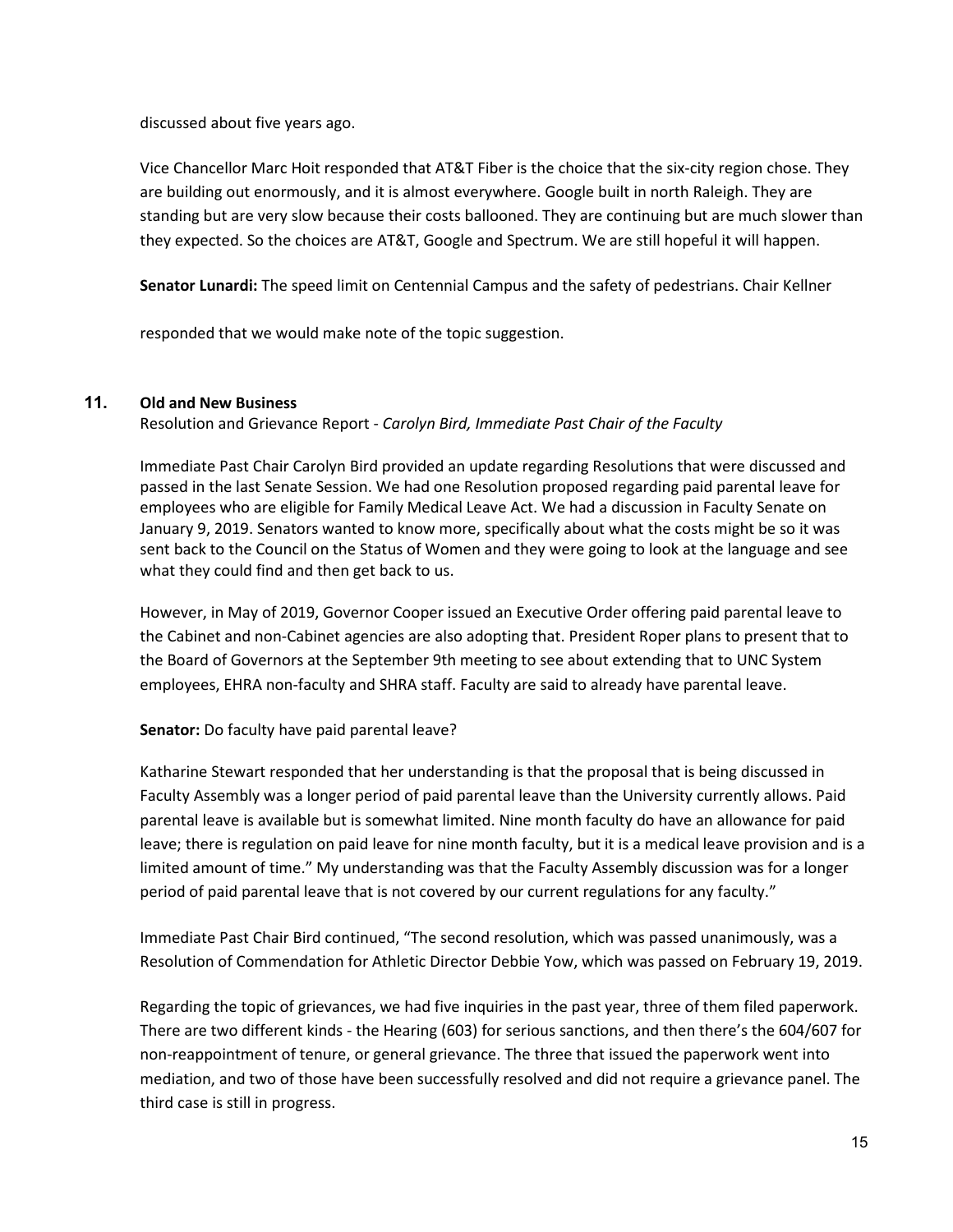discussed about five years ago.

Vice Chancellor Marc Hoit responded that AT&T Fiber is the choice that the six-city region chose. They are building out enormously, and it is almost everywhere. Google built in north Raleigh. They are standing but are very slow because their costs ballooned. They are continuing but are much slower than they expected. So the choices are AT&T, Google and Spectrum. We are still hopeful it will happen.

**Senator Lunardi:** The speed limit on Centennial Campus and the safety of pedestrians. Chair Kellner

responded that we would make note of the topic suggestion.

## 11. Old and New Business

Resolution and Grievance Report - *Carolyn Bird, Immediate Past Chair of the Faculty*

Immediate Past Chair Carolyn Bird provided an update regarding Resolutions that were discussed and passed in the last Senate Session. We had one Resolution proposed regarding paid parental leave for employees who are eligible for Family Medical Leave Act. We had a discussion in Faculty Senate on January 9, 2019. Senators wanted to know more, specifically about what the costs might be so it was sent back to the Council on the Status of Women and they were going to look at the language and see what they could find and then get back to us.

However, in May of 2019, Governor Cooper issued an Executive Order offering paid parental leave to the Cabinet and non-Cabinet agencies are also adopting that. President Roper plans to present that to the Board of Governors at the September 9th meeting to see about extending that to UNC System employees, EHRA non-faculty and SHRA staff. Faculty are said to already have parental leave.

**Senator:** Do faculty have paid parental leave?

Katharine Stewart responded that her understanding is that the proposal that is being discussed in Faculty Assembly was a longer period of paid parental leave than the University currently allows. Paid parental leave is available but is somewhat limited. Nine month faculty do have an allowance for paid leave; there is regulation on paid leave for nine month faculty, but it is a medical leave provision and is a limited amount of time." My understanding was that the Faculty Assembly discussion was for a longer period of paid parental leave that is not covered by our current regulations for any faculty."

Immediate Past Chair Bird continued, "The second resolution, which was passed unanimously, was a Resolution of Commendation for Athletic Director Debbie Yow, which was passed on February 19, 2019.

Regarding the topic of grievances, we had five inquiries in the past year, three of them filed paperwork. There are two different kinds - the Hearing (603) for serious sanctions, and then there's the 604/607 for non-reappointment of tenure, or general grievance. The three that issued the paperwork went into mediation, and two of those have been successfully resolved and did not require a grievance panel. The third case is still in progress.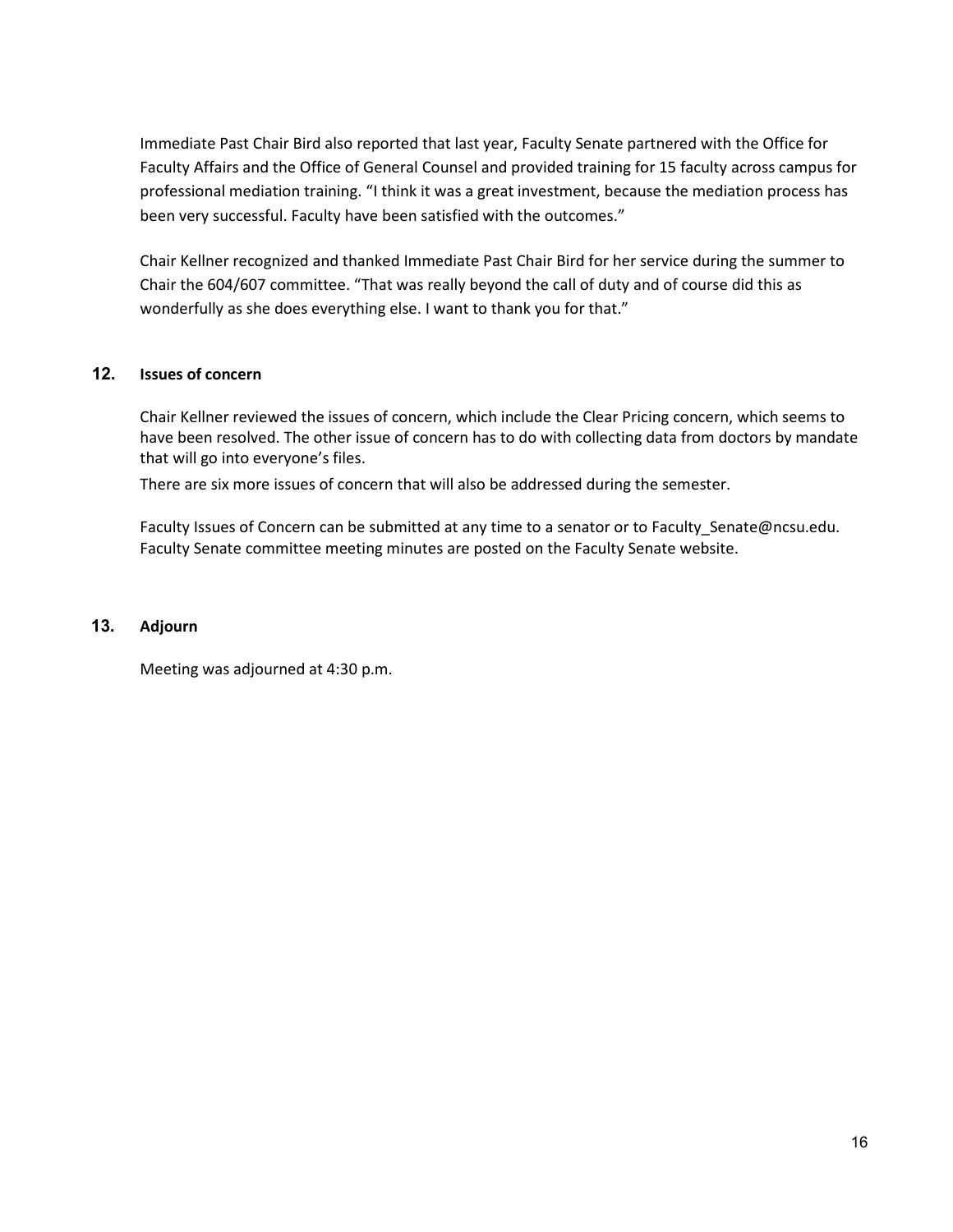Immediate Past Chair Bird also reported that last year, Faculty Senate partnered with the Office for Faculty Affairs and the Office of General Counsel and provided training for 15 faculty across campus for professional mediation training. "I think it was a great investment, because the mediation process has been very successful. Faculty have been satisfied with the outcomes."

Chair Kellner recognized and thanked Immediate Past Chair Bird for her service during the summer to Chair the 604/607 committee. "That was really beyond the call of duty and of course did this as wonderfully as she does everything else. I want to thank you for that."

## 12. Issues of concern

Chair Kellner reviewed the issues of concern, which include the Clear Pricing concern, which seems to have been resolved. The other issue of concern has to do with collecting data from doctors by mandate that will go into everyone's files.

There are six more issues of concern that will also be addressed during the semester.

Faculty Issues of Concern can be submitted at any time to a senator or to Faculty_Senate@ncsu.edu. Faculty Senate committee meeting minutes are posted on the Faculty Senate website.

## 13. Adjourn

Meeting was adjourned at 4:30 p.m.